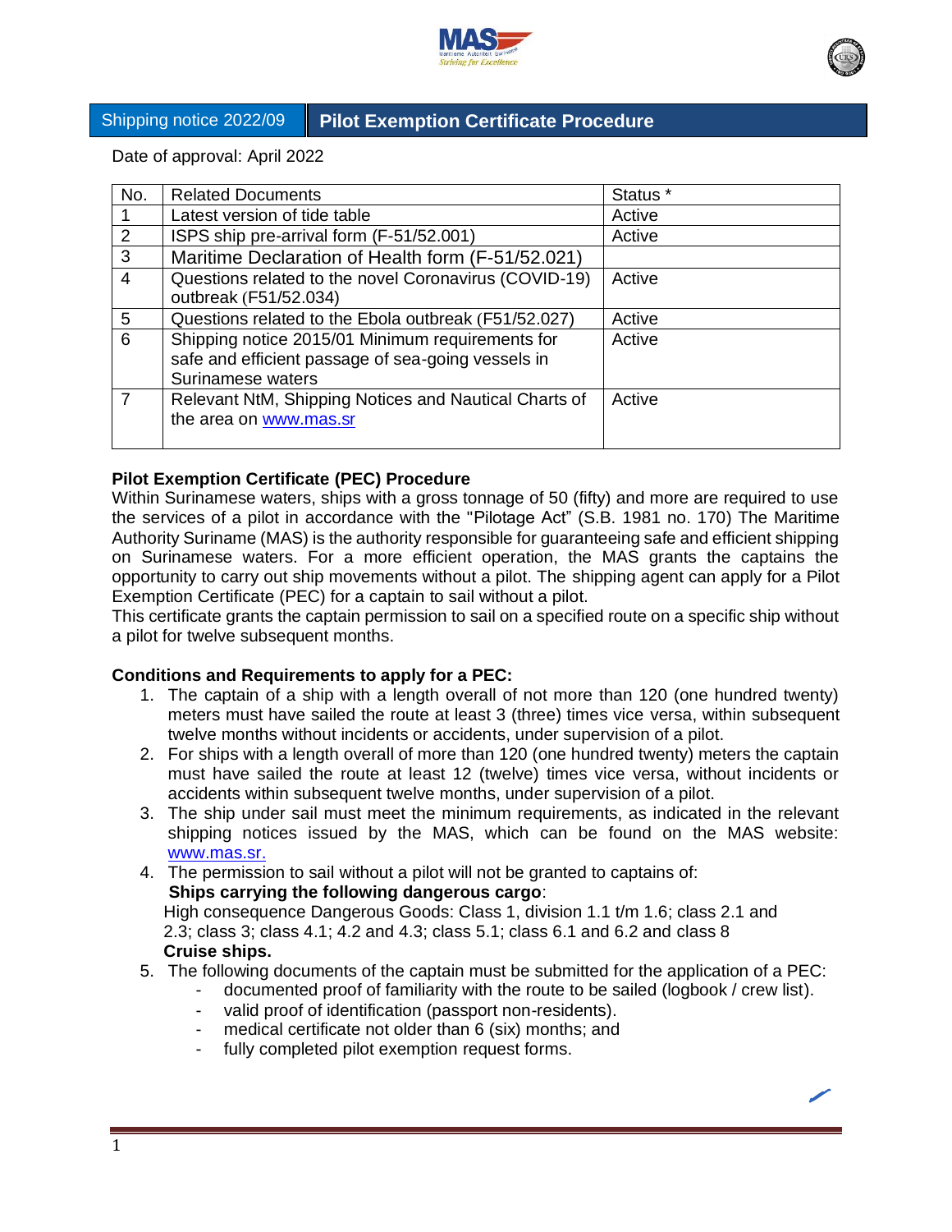| Shipping notice 2022/09 | Pilot Exemption Certificate Procedure |
|---|---|

Date of approval: April 2022

| No. | Related Documents | Status * |
|---|---|---|
| 1 | Latest version of tide table | Active |
| 2 | ISPS ship pre-arrival form (F-51/52.001) | Active |
| 3 | Maritime Declaration of Health form (F-51/52.021) | |
| 4 | Questions related to the novel Coronavirus (COVID-19) outbreak (F51/52.034) | Active |
| 5 | Questions related to the Ebola outbreak (F51/52.027) | Active |
| 6 | Shipping notice 2015/01 Minimum requirements for safe and efficient passage of sea-going vessels in Surinamese waters | Active |
| 7 | Relevant NtM, Shipping Notices and Nautical Charts of the area on www.mas.sr | Active |

**Pilot Exemption Certificate (PEC) Procedure**

Within Surinamese waters, ships with a gross tonnage of 50 (fifty) and more are required to use the services of a pilot in accordance with the "Pilotage Act" (S.B. 1981 no. 170) The Maritime Authority Suriname (MAS) is the authority responsible for guaranteeing safe and efficient shipping on Surinamese waters. For a more efficient operation, the MAS grants the captains the opportunity to carry out ship movements without a pilot. The shipping agent can apply for a Pilot Exemption Certificate (PEC) for a captain to sail without a pilot.
This certificate grants the captain permission to sail on a specified route on a specific ship without a pilot for twelve subsequent months.

**Conditions and Requirements to apply for a PEC:**

1. The captain of a ship with a length overall of not more than 120 (one hundred twenty) meters must have sailed the route at least 3 (three) times vice versa, within subsequent twelve months without incidents or accidents, under supervision of a pilot.
2. For ships with a length overall of more than 120 (one hundred twenty) meters the captain must have sailed the route at least 12 (twelve) times vice versa, without incidents or accidents within subsequent twelve months, under supervision of a pilot.
3. The ship under sail must meet the minimum requirements, as indicated in the relevant shipping notices issued by the MAS, which can be found on the MAS website: www.mas.sr.
4. The permission to sail without a pilot will not be granted to captains of:
   **Ships carrying the following dangerous cargo**:
   High consequence Dangerous Goods: Class 1, division 1.1 t/m 1.6; class 2.1 and 2.3; class 3; class 4.1; 4.2 and 4.3; class 5.1; class 6.1 and 6.2 and class 8
   **Cruise ships.**
5. The following documents of the captain must be submitted for the application of a PEC:
   - documented proof of familiarity with the route to be sailed (logbook / crew list).
   - valid proof of identification (passport non-residents).
   - medical certificate not older than 6 (six) months; and
   - fully completed pilot exemption request forms.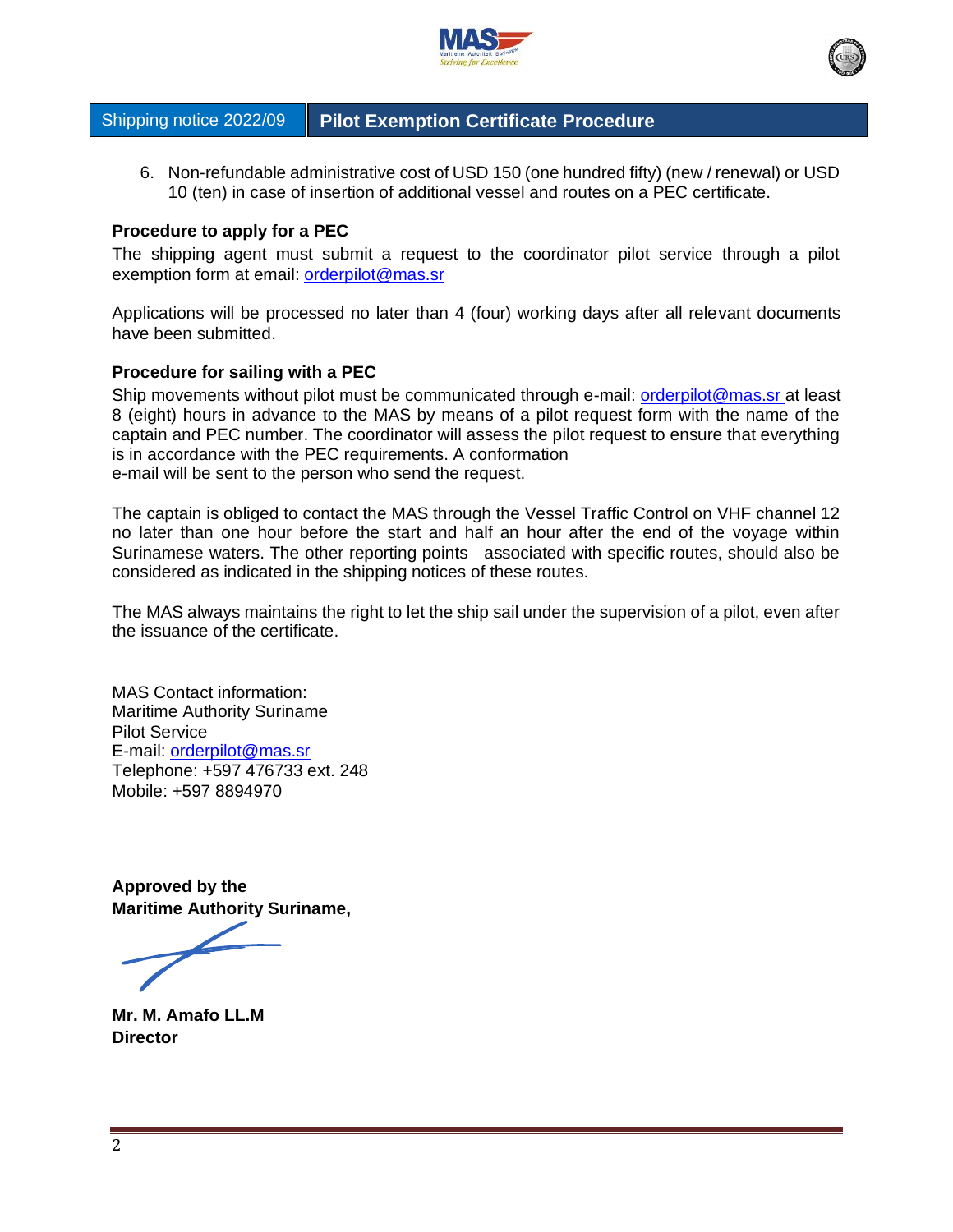6. Non-refundable administrative cost of USD 150 (one hundred fifty) (new / renewal) or USD 10 (ten) in case of insertion of additional vessel and routes on a PEC certificate.

**Procedure to apply for a PEC**

The shipping agent must submit a request to the coordinator pilot service through a pilot exemption form at email: orderpilot@mas.sr

Applications will be processed no later than 4 (four) working days after all relevant documents have been submitted.

**Procedure for sailing with a PEC**

Ship movements without pilot must be communicated through e-mail: orderpilot@mas.sr at least 8 (eight) hours in advance to the MAS by means of a pilot request form with the name of the captain and PEC number. The coordinator will assess the pilot request to ensure that everything is in accordance with the PEC requirements. A conformation e-mail will be sent to the person who send the request.

The captain is obliged to contact the MAS through the Vessel Traffic Control on VHF channel 12 no later than one hour before the start and half an hour after the end of the voyage within Surinamese waters. The other reporting points associated with specific routes, should also be considered as indicated in the shipping notices of these routes.

The MAS always maintains the right to let the ship sail under the supervision of a pilot, even after the issuance of the certificate.

MAS Contact information:
Maritime Authority Suriname
Pilot Service
E-mail: orderpilot@mas.sr
Telephone: +597 476733 ext. 248
Mobile: +597 8894970

**Approved by the**
**Maritime Authority Suriname,**

**Mr. M. Amafo LL.M**
**Director**